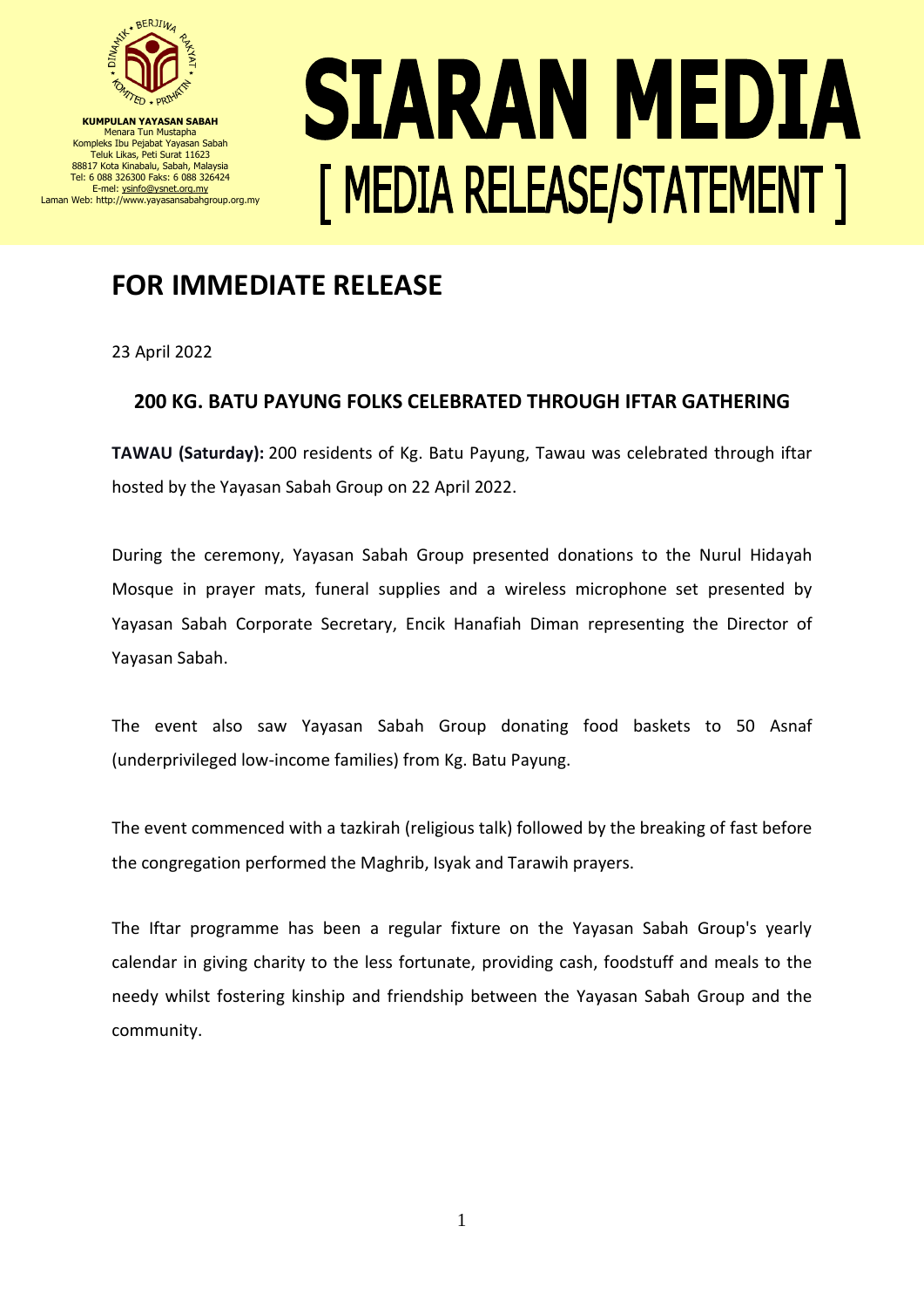**KUMPULAN YAYASAN SABAH**
Menara Tun Mustapha
Kompleks Ibu Pejabat Yayasan Sabah
Teluk Likas, Peti Surat 11623
88817 Kota Kinabalu, Sabah, Malaysia
Tel: 6 088 326300 Faks: 6 088 326424
E-mel: ysinfo@ysnet.org.my
Laman Web: http://www.yayasansabahgroup.org.my

# SIARAN MEDIA

# [ MEDIA RELEASE/STATEMENT ]

## FOR IMMEDIATE RELEASE

23 April 2022

### 200 KG. BATU PAYUNG FOLKS CELEBRATED THROUGH IFTAR GATHERING

**TAWAU (Saturday):** 200 residents of Kg. Batu Payung, Tawau was celebrated through iftar hosted by the Yayasan Sabah Group on 22 April 2022.

During the ceremony, Yayasan Sabah Group presented donations to the Nurul Hidayah Mosque in prayer mats, funeral supplies and a wireless microphone set presented by Yayasan Sabah Corporate Secretary, Encik Hanafiah Diman representing the Director of Yayasan Sabah.

The event also saw Yayasan Sabah Group donating food baskets to 50 Asnaf (underprivileged low-income families) from Kg. Batu Payung.

The event commenced with a tazkirah (religious talk) followed by the breaking of fast before the congregation performed the Maghrib, Isyak and Tarawih prayers.

The Iftar programme has been a regular fixture on the Yayasan Sabah Group's yearly calendar in giving charity to the less fortunate, providing cash, foodstuff and meals to the needy whilst fostering kinship and friendship between the Yayasan Sabah Group and the community.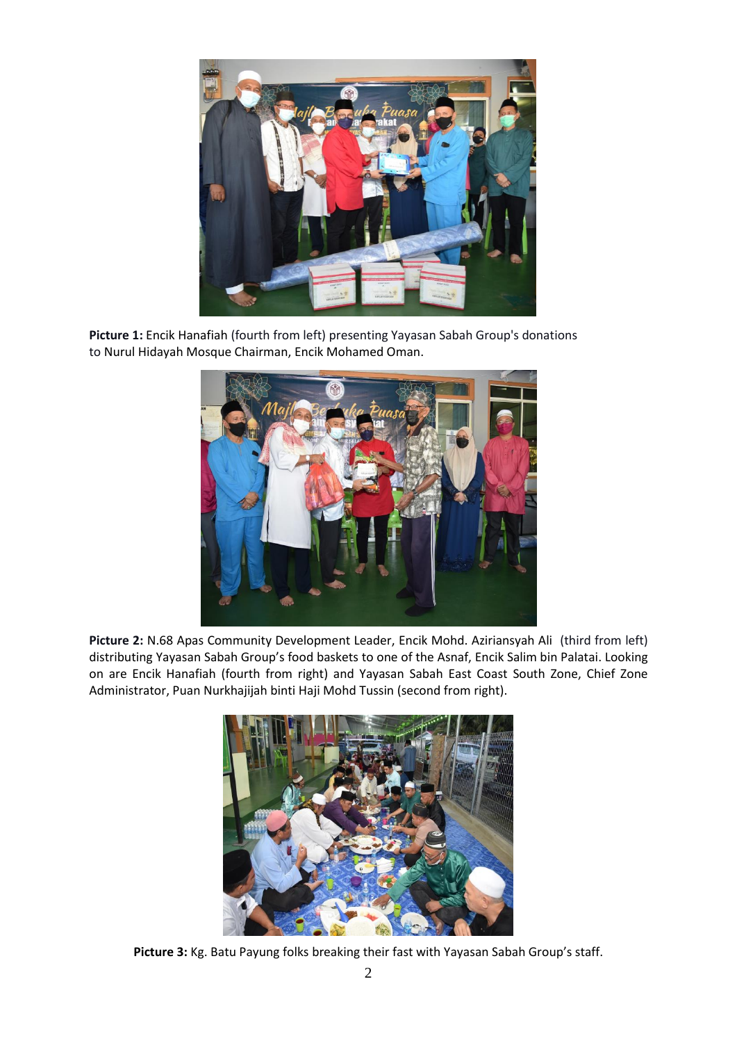**Picture 1:** Encik Hanafiah (fourth from left) presenting Yayasan Sabah Group's donations to Nurul Hidayah Mosque Chairman, Encik Mohamed Oman.

**Picture 2:** N.68 Apas Community Development Leader, Encik Mohd. Aziriansyah Ali (third from left) distributing Yayasan Sabah Group's food baskets to one of the Asnaf, Encik Salim bin Palatai. Looking on are Encik Hanafiah (fourth from right) and Yayasan Sabah East Coast South Zone, Chief Zone Administrator, Puan Nurkhajijah binti Haji Mohd Tussin (second from right).

**Picture 3:** Kg. Batu Payung folks breaking their fast with Yayasan Sabah Group's staff.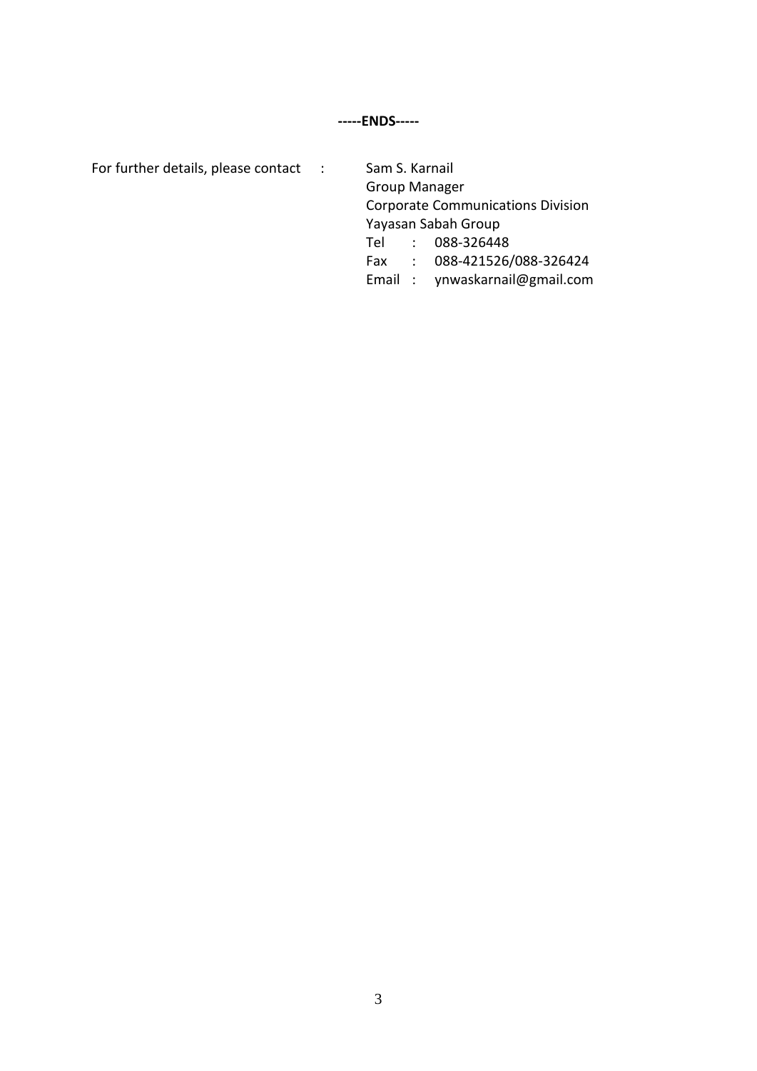**-----ENDS-----**

For further details, please contact :

Sam S. Karnail
Group Manager
Corporate Communications Division
Yayasan Sabah Group
Tel : 088-326448
Fax : 088-421526/088-326424
Email : ynwaskarnail@gmail.com